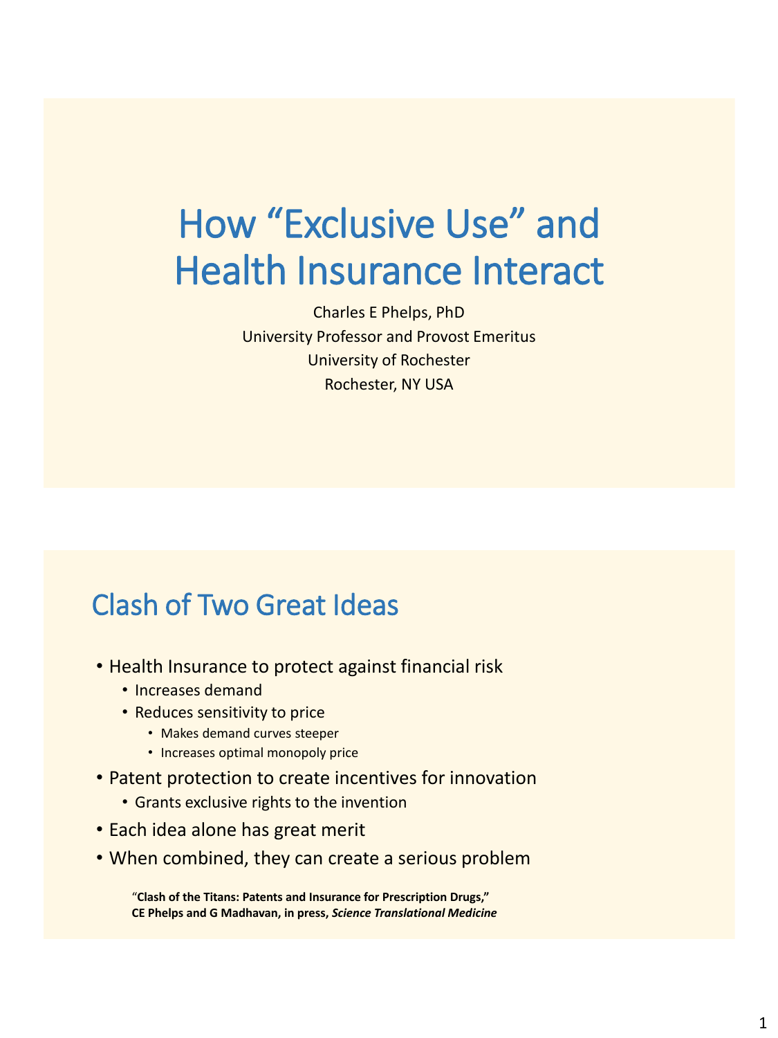# How "Exclusive Use" and Health Insurance Interact

Charles E Phelps, PhD
University Professor and Provost Emeritus
University of Rochester
Rochester, NY USA

## Clash of Two Great Ideas

- Health Insurance to protect against financial risk
  - Increases demand
  - Reduces sensitivity to price
    - Makes demand curves steeper
    - Increases optimal monopoly price
- Patent protection to create incentives for innovation
  - Grants exclusive rights to the invention
- Each idea alone has great merit
- When combined, they can create a serious problem

"**Clash of the Titans: Patents and Insurance for Prescription Drugs,"**
**CE Phelps and G Madhavan, in press,** ***Science Translational Medicine***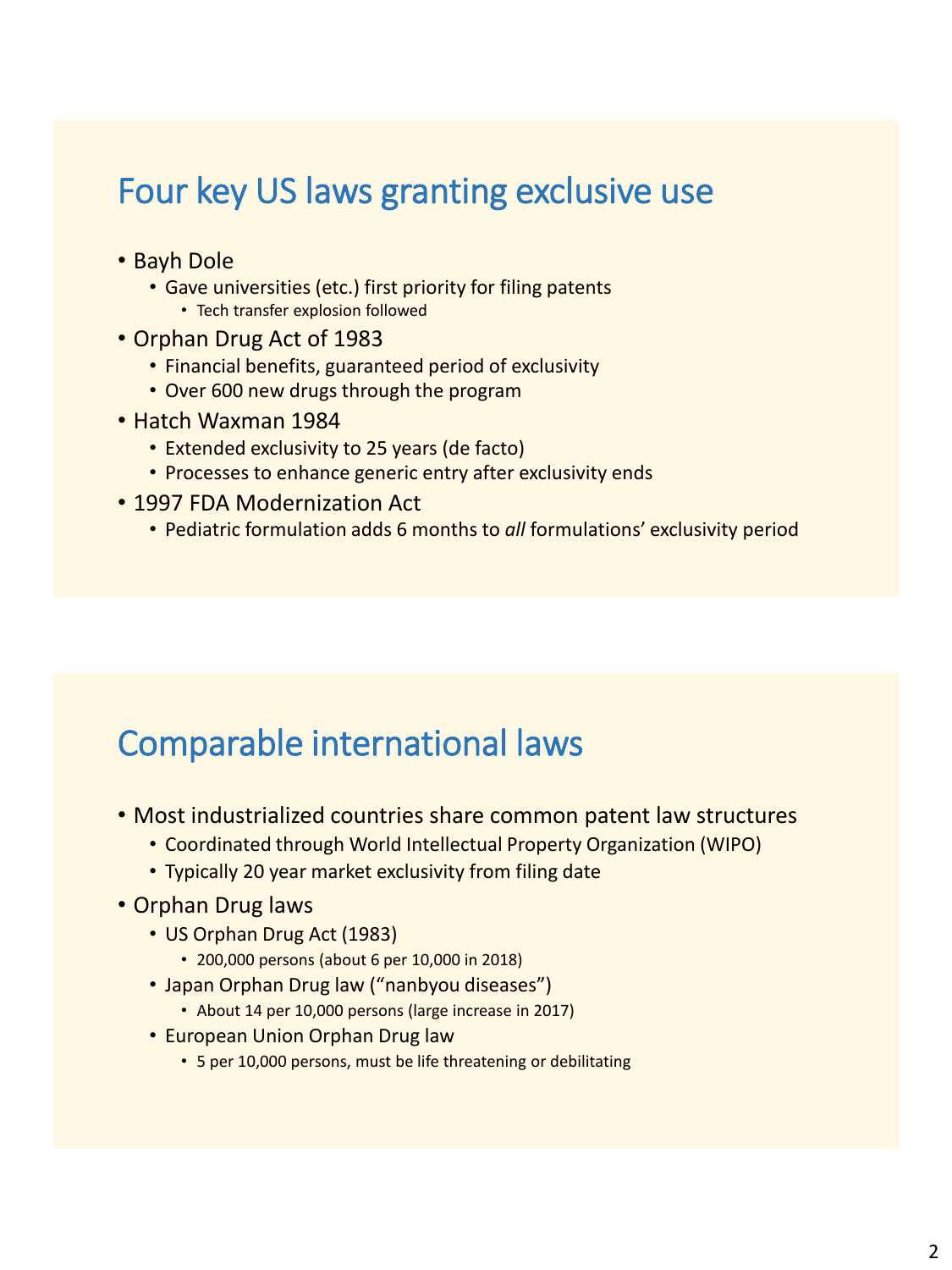## Four key US laws granting exclusive use

- Bayh Dole
  - Gave universities (etc.) first priority for filing patents
    - Tech transfer explosion followed
- Orphan Drug Act of 1983
  - Financial benefits, guaranteed period of exclusivity
  - Over 600 new drugs through the program
- Hatch Waxman 1984
  - Extended exclusivity to 25 years (de facto)
  - Processes to enhance generic entry after exclusivity ends
- 1997 FDA Modernization Act
  - Pediatric formulation adds 6 months to *all* formulations' exclusivity period

## Comparable international laws

- Most industrialized countries share common patent law structures
  - Coordinated through World Intellectual Property Organization (WIPO)
  - Typically 20 year market exclusivity from filing date
- Orphan Drug laws
  - US Orphan Drug Act (1983)
    - 200,000 persons (about 6 per 10,000 in 2018)
  - Japan Orphan Drug law ("nanbyou diseases")
    - About 14 per 10,000 persons (large increase in 2017)
  - European Union Orphan Drug law
    - 5 per 10,000 persons, must be life threatening or debilitating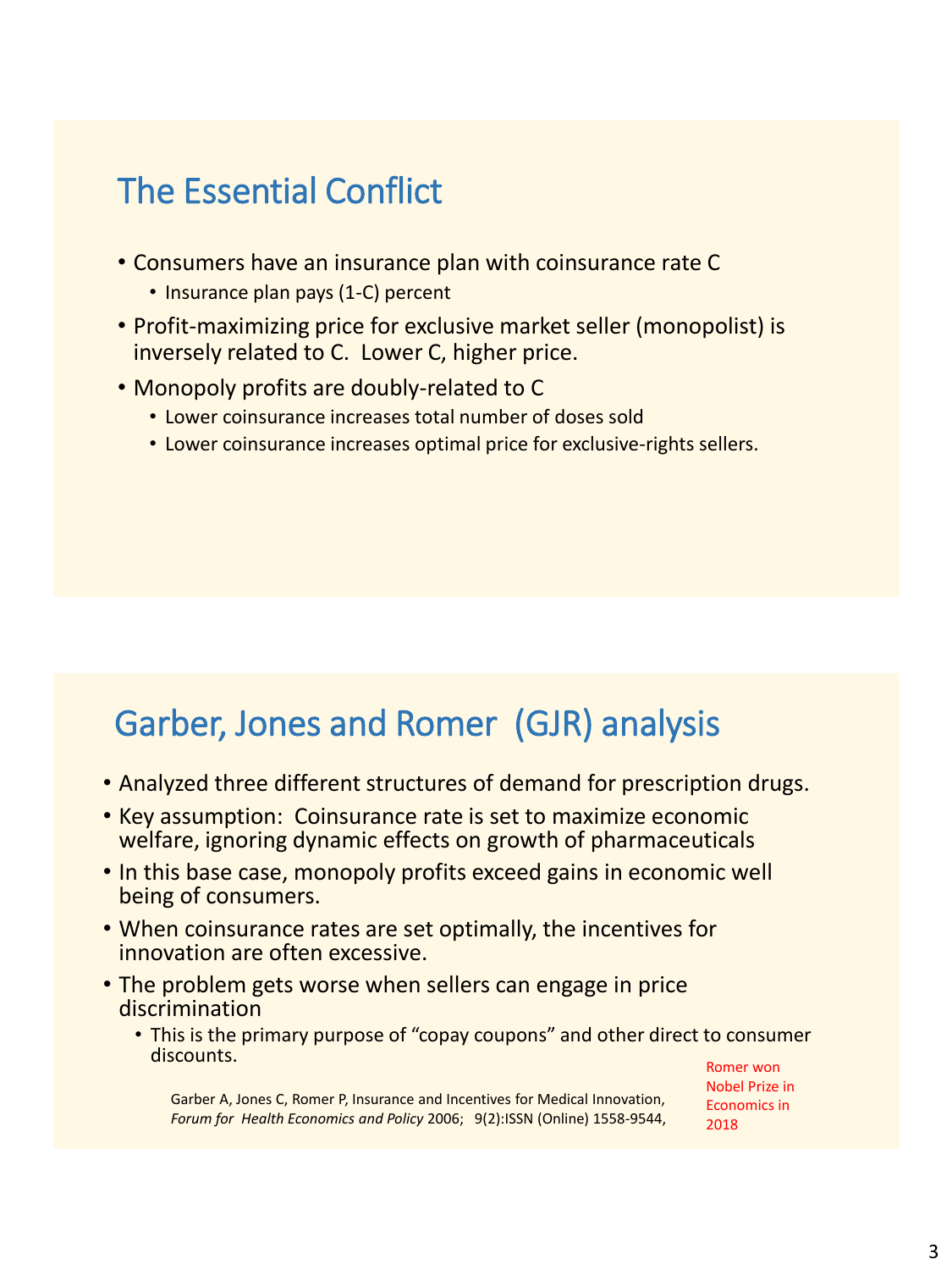## The Essential Conflict

- Consumers have an insurance plan with coinsurance rate C
  - Insurance plan pays (1-C) percent
- Profit-maximizing price for exclusive market seller (monopolist) is inversely related to C. Lower C, higher price.
- Monopoly profits are doubly-related to C
  - Lower coinsurance increases total number of doses sold
  - Lower coinsurance increases optimal price for exclusive-rights sellers.

## Garber, Jones and Romer (GJR) analysis

- Analyzed three different structures of demand for prescription drugs.
- Key assumption: Coinsurance rate is set to maximize economic welfare, ignoring dynamic effects on growth of pharmaceuticals
- In this base case, monopoly profits exceed gains in economic well being of consumers.
- When coinsurance rates are set optimally, the incentives for innovation are often excessive.
- The problem gets worse when sellers can engage in price discrimination
  - This is the primary purpose of "copay coupons" and other direct to consumer discounts.

Garber A, Jones C, Romer P, Insurance and Incentives for Medical Innovation, *Forum for Health Economics and Policy* 2006; 9(2):ISSN (Online) 1558-9544,

Romer won Nobel Prize in Economics in 2018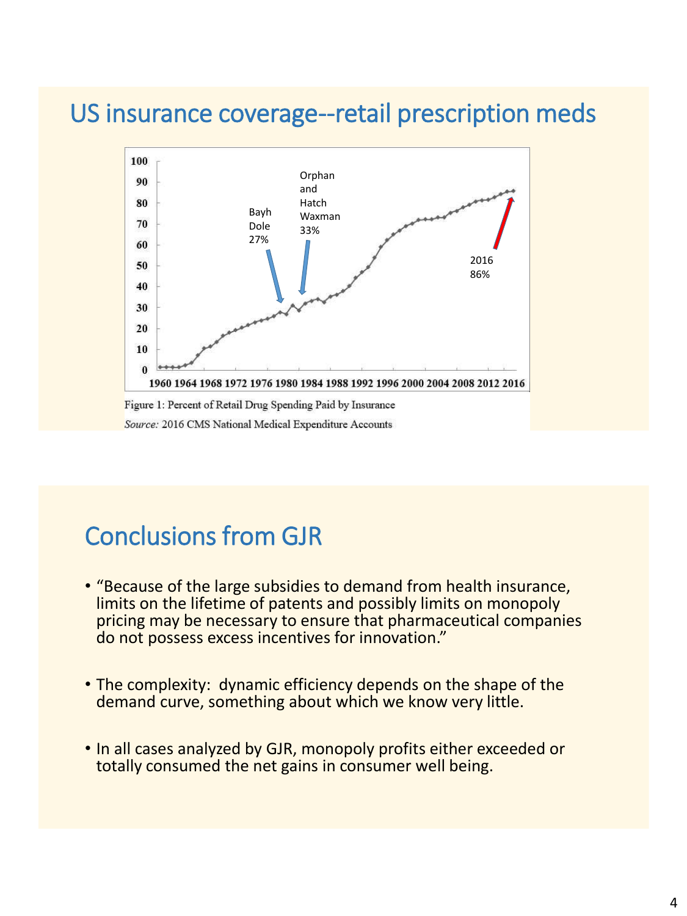## US insurance coverage--retail prescription meds

Bayh Dole 27%

Orphan and Hatch Waxman 33%

2016 86%

Figure 1: Percent of Retail Drug Spending Paid by Insurance

*Source:* 2016 CMS National Medical Expenditure Accounts

## Conclusions from GJR

- “Because of the large subsidies to demand from health insurance, limits on the lifetime of patents and possibly limits on monopoly pricing may be necessary to ensure that pharmaceutical companies do not possess excess incentives for innovation.”
- The complexity: dynamic efficiency depends on the shape of the demand curve, something about which we know very little.
- In all cases analyzed by GJR, monopoly profits either exceeded or totally consumed the net gains in consumer well being.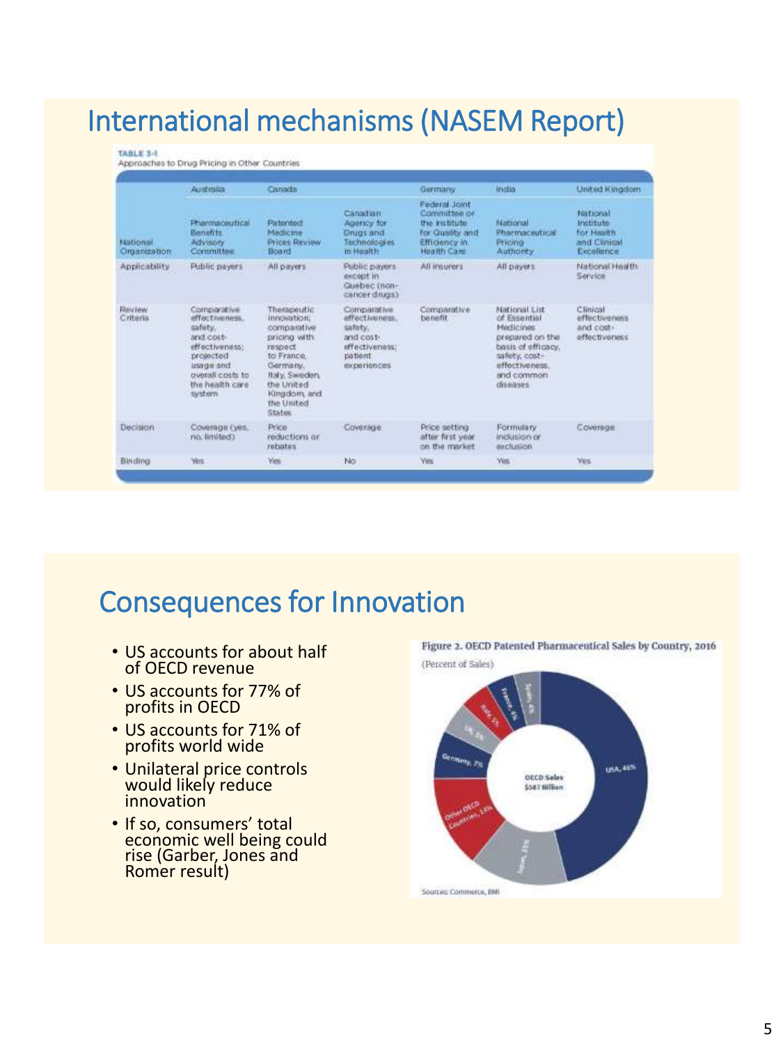# International mechanisms (NASEM Report)

TABLE 3-1
Approaches to Drug Pricing in Other Countries

| | Australia | Canada | | Germany | India | United Kingdom |
|---|---|---|---|---|---|---|
| National Organization | Pharmaceutical Benefits Advisory Committee | Patented Medicine Prices Review Board | Canadian Agency for Drugs and Technologies in Health | Federal Joint Committee or the Institute for Quality and Efficiency in Health Care | National Pharmaceutical Pricing Authority | National Institute for Health and Clinical Excellence |
| Applicability | Public payers | All payers | Public payers except in Quebec (non-cancer drugs) | All insurers | All payers | National Health Service |
| Review Criteria | Comparative effectiveness, safety, and cost-effectiveness; projected usage and overall costs to the health care system | Therapeutic innovation; comparative pricing with respect to France, Germany, Italy, Sweden, the United Kingdom, and the United States | Comparative effectiveness, safety, and cost-effectiveness; patient experiences | Comparative benefit | National List of Essential Medicines prepared on the basis of efficacy, safety, cost-effectiveness, and common diseases | Clinical effectiveness and cost-effectiveness |
| Decision | Coverage (yes, no, limited) | Price reductions or rebates | Coverage | Price setting after first year on the market | Formulary inclusion or exclusion | Coverage |
| Binding | Yes | Yes | No | Yes | Yes | Yes |

# Consequences for Innovation

- US accounts for about half of OECD revenue
- US accounts for 77% of profits in OECD
- US accounts for 71% of profits world wide
- Unilateral price controls would likely reduce innovation
- If so, consumers' total economic well being could rise (Garber, Jones and Romer result)

Figure 2. OECD Patented Pharmaceutical Sales by Country, 2016

(Percent of Sales)

OECD Sales $587 Billion

USA, 46%; Japan, 13%; Other OECD Countries, 14%; Germany, 7%; UK, 3%; Italy, 5%; France, 6%; Spain, 4%

Sources: Commerce, BMI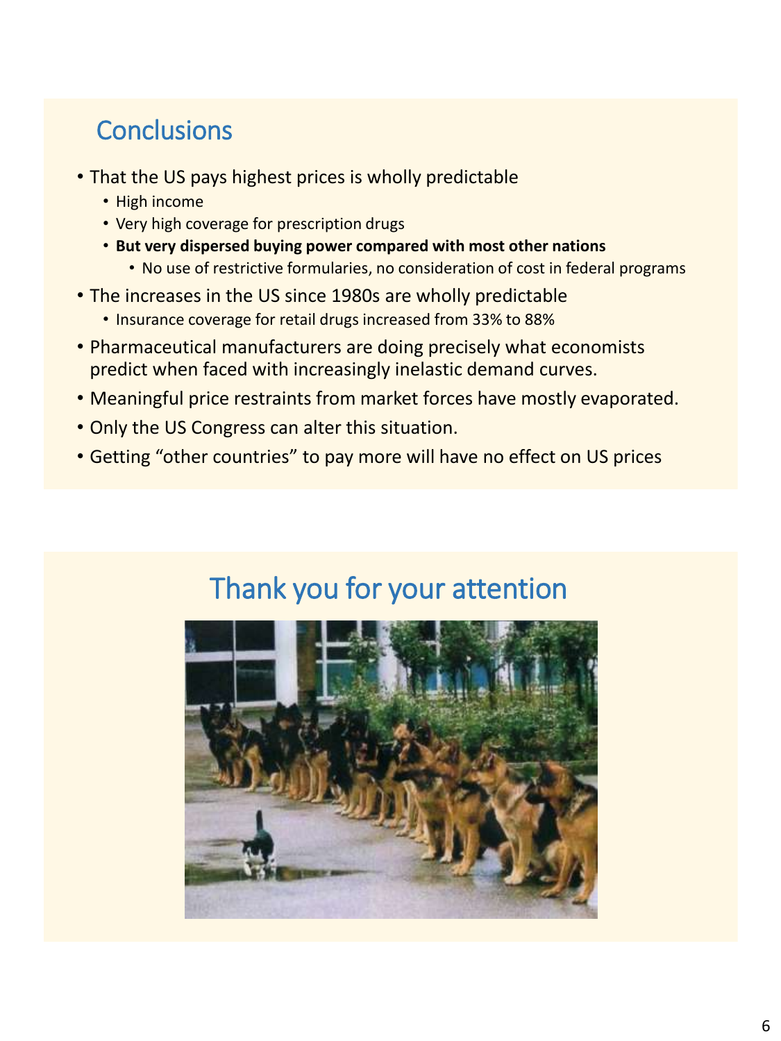## Conclusions

- That the US pays highest prices is wholly predictable
  - High income
  - Very high coverage for prescription drugs
  - **But very dispersed buying power compared with most other nations**
    - No use of restrictive formularies, no consideration of cost in federal programs
- The increases in the US since 1980s are wholly predictable
  - Insurance coverage for retail drugs increased from 33% to 88%
- Pharmaceutical manufacturers are doing precisely what economists predict when faced with increasingly inelastic demand curves.
- Meaningful price restraints from market forces have mostly evaporated.
- Only the US Congress can alter this situation.
- Getting "other countries" to pay more will have no effect on US prices

## Thank you for your attention